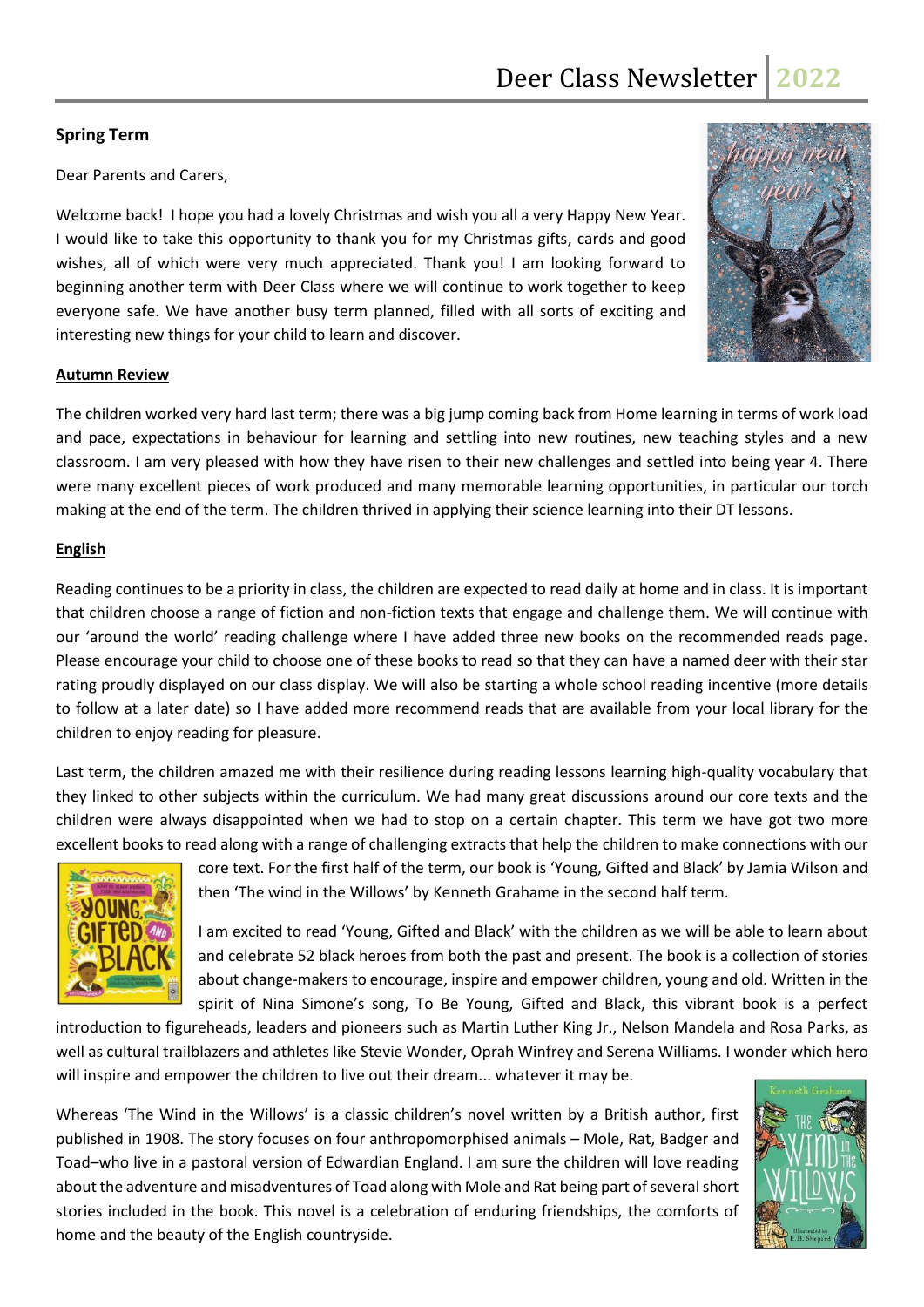# Deer Class Newsletter 2022

## Spring Term

Dear Parents and Carers,

Welcome back! I hope you had a lovely Christmas and wish you all a very Happy New Year. I would like to take this opportunity to thank you for my Christmas gifts, cards and good wishes, all of which were very much appreciated. Thank you! I am looking forward to beginning another term with Deer Class where we will continue to work together to keep everyone safe. We have another busy term planned, filled with all sorts of exciting and interesting new things for your child to learn and discover.

### Autumn Review

The children worked very hard last term; there was a big jump coming back from Home learning in terms of work load and pace, expectations in behaviour for learning and settling into new routines, new teaching styles and a new classroom. I am very pleased with how they have risen to their new challenges and settled into being year 4. There were many excellent pieces of work produced and many memorable learning opportunities, in particular our torch making at the end of the term. The children thrived in applying their science learning into their DT lessons.

### English

Reading continues to be a priority in class, the children are expected to read daily at home and in class. It is important that children choose a range of fiction and non-fiction texts that engage and challenge them. We will continue with our 'around the world' reading challenge where I have added three new books on the recommended reads page. Please encourage your child to choose one of these books to read so that they can have a named deer with their star rating proudly displayed on our class display. We will also be starting a whole school reading incentive (more details to follow at a later date) so I have added more recommend reads that are available from your local library for the children to enjoy reading for pleasure.

Last term, the children amazed me with their resilience during reading lessons learning high-quality vocabulary that they linked to other subjects within the curriculum. We had many great discussions around our core texts and the children were always disappointed when we had to stop on a certain chapter. This term we have got two more excellent books to read along with a range of challenging extracts that help the children to make connections with our core text. For the first half of the term, our book is 'Young, Gifted and Black' by Jamia Wilson and then 'The wind in the Willows' by Kenneth Grahame in the second half term.

I am excited to read 'Young, Gifted and Black' with the children as we will be able to learn about and celebrate 52 black heroes from both the past and present. The book is a collection of stories about change-makers to encourage, inspire and empower children, young and old. Written in the spirit of Nina Simone's song, To Be Young, Gifted and Black, this vibrant book is a perfect introduction to figureheads, leaders and pioneers such as Martin Luther King Jr., Nelson Mandela and Rosa Parks, as well as cultural trailblazers and athletes like Stevie Wonder, Oprah Winfrey and Serena Williams. I wonder which hero will inspire and empower the children to live out their dream... whatever it may be.

Whereas 'The Wind in the Willows' is a classic children's novel written by a British author, first published in 1908. The story focuses on four anthropomorphised animals – Mole, Rat, Badger and Toad–who live in a pastoral version of Edwardian England. I am sure the children will love reading about the adventure and misadventures of Toad along with Mole and Rat being part of several short stories included in the book. This novel is a celebration of enduring friendships, the comforts of home and the beauty of the English countryside.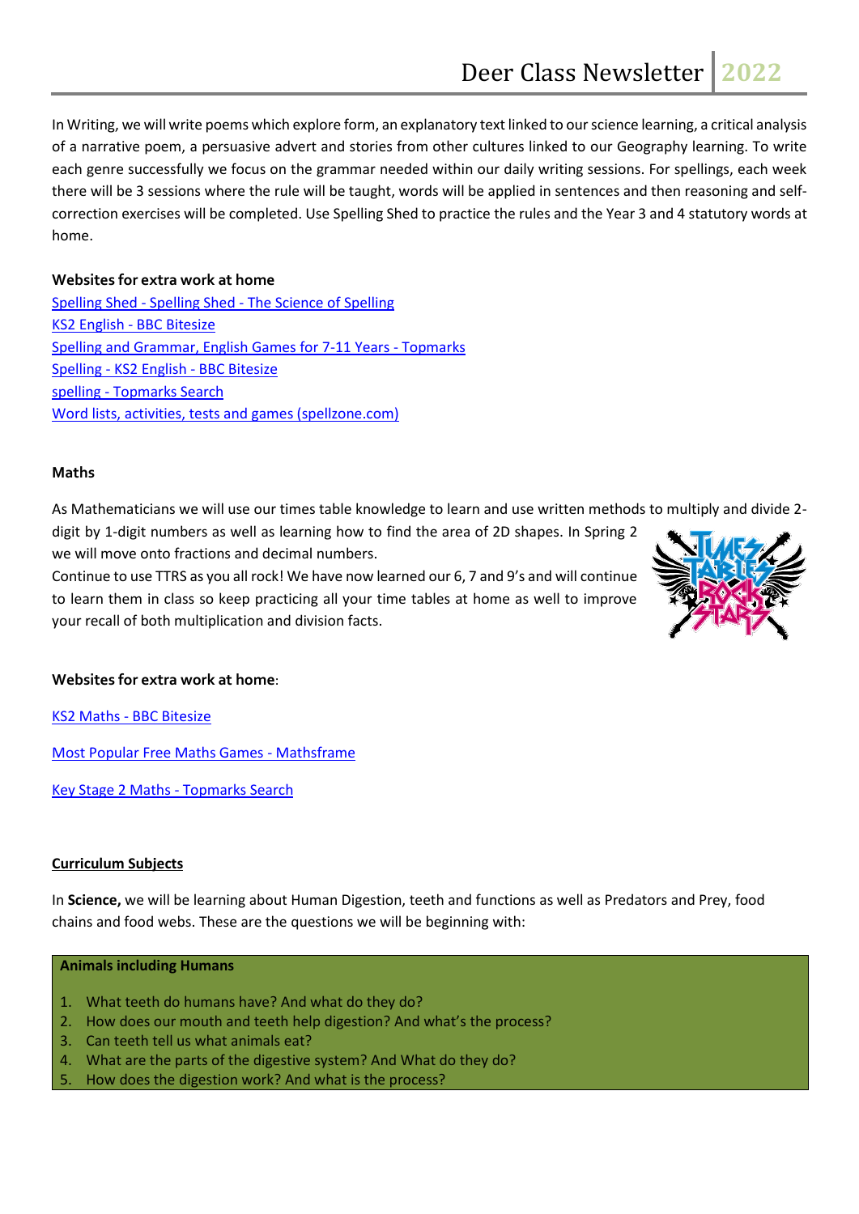In Writing, we will write poems which explore form, an explanatory text linked to our science learning, a critical analysis of a narrative poem, a persuasive advert and stories from other cultures linked to our Geography learning. To write each genre successfully we focus on the grammar needed within our daily writing sessions. For spellings, each week there will be 3 sessions where the rule will be taught, words will be applied in sentences and then reasoning and self-correction exercises will be completed. Use Spelling Shed to practice the rules and the Year 3 and 4 statutory words at home.

**Websites for extra work at home**

Spelling Shed - Spelling Shed - The Science of Spelling
KS2 English - BBC Bitesize
Spelling and Grammar, English Games for 7-11 Years - Topmarks
Spelling - KS2 English - BBC Bitesize
spelling - Topmarks Search
Word lists, activities, tests and games (spellzone.com)

**Maths**

As Mathematicians we will use our times table knowledge to learn and use written methods to multiply and divide 2-digit by 1-digit numbers as well as learning how to find the area of 2D shapes. In Spring 2 we will move onto fractions and decimal numbers.

Continue to use TTRS as you all rock! We have now learned our 6, 7 and 9's and will continue to learn them in class so keep practicing all your time tables at home as well to improve your recall of both multiplication and division facts.

**Websites for extra work at home**:

KS2 Maths - BBC Bitesize

Most Popular Free Maths Games - Mathsframe

Key Stage 2 Maths - Topmarks Search

**Curriculum Subjects**

In **Science,** we will be learning about Human Digestion, teeth and functions as well as Predators and Prey, food chains and food webs. These are the questions we will be beginning with:

**Animals including Humans**

1. What teeth do humans have? And what do they do?
2. How does our mouth and teeth help digestion? And what's the process?
3. Can teeth tell us what animals eat?
4. What are the parts of the digestive system? And What do they do?
5. How does the digestion work? And what is the process?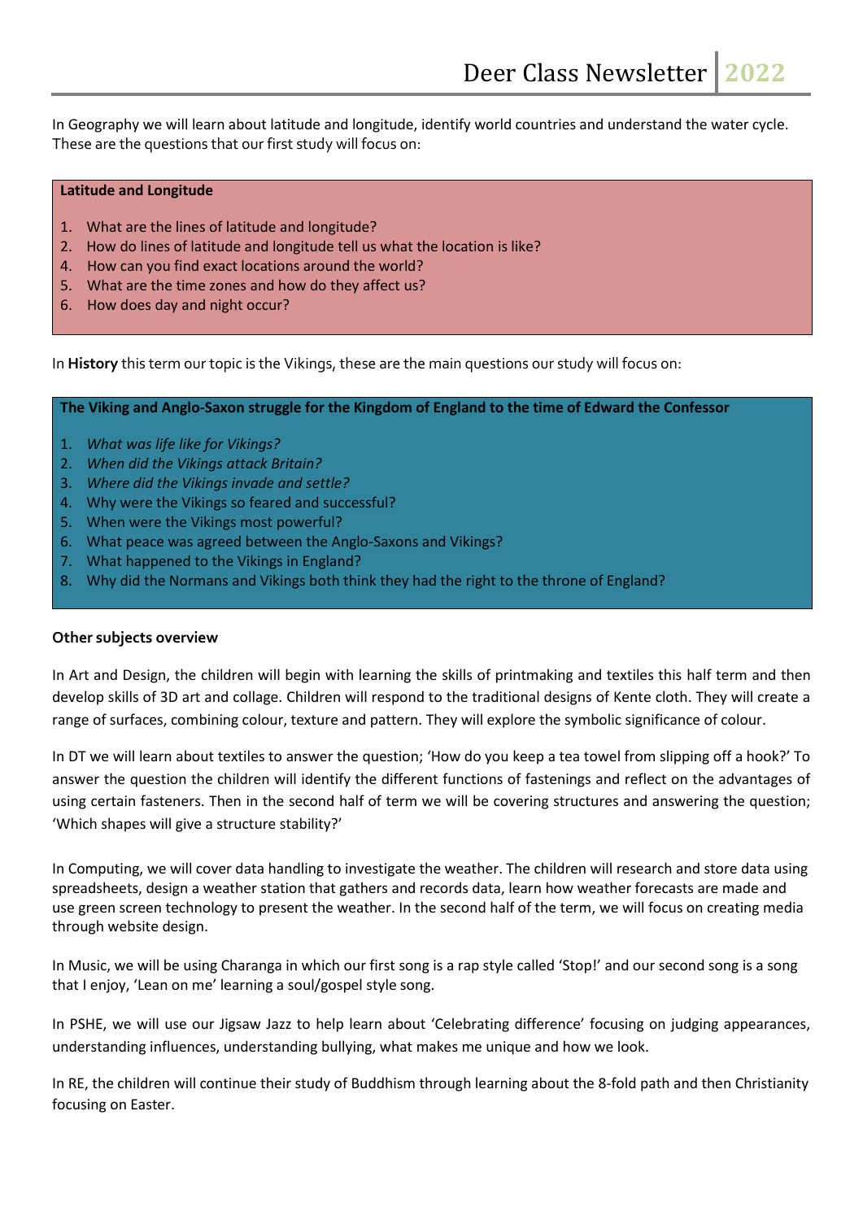In Geography we will learn about latitude and longitude, identify world countries and understand the water cycle. These are the questions that our first study will focus on:

**Latitude and Longitude**

1. What are the lines of latitude and longitude?
2. How do lines of latitude and longitude tell us what the location is like?
4. How can you find exact locations around the world?
5. What are the time zones and how do they affect us?
6. How does day and night occur?

In **History** this term our topic is the Vikings, these are the main questions our study will focus on:

**The Viking and Anglo-Saxon struggle for the Kingdom of England to the time of Edward the Confessor**

1. *What was life like for Vikings?*
2. *When did the Vikings attack Britain?*
3. *Where did the Vikings invade and settle?*
4. Why were the Vikings so feared and successful?
5. When were the Vikings most powerful?
6. What peace was agreed between the Anglo-Saxons and Vikings?
7. What happened to the Vikings in England?
8. Why did the Normans and Vikings both think they had the right to the throne of England?

**Other subjects overview**

In Art and Design, the children will begin with learning the skills of printmaking and textiles this half term and then develop skills of 3D art and collage. Children will respond to the traditional designs of Kente cloth. They will create a range of surfaces, combining colour, texture and pattern. They will explore the symbolic significance of colour.

In DT we will learn about textiles to answer the question; 'How do you keep a tea towel from slipping off a hook?' To answer the question the children will identify the different functions of fastenings and reflect on the advantages of using certain fasteners. Then in the second half of term we will be covering structures and answering the question; 'Which shapes will give a structure stability?'

In Computing, we will cover data handling to investigate the weather. The children will research and store data using spreadsheets, design a weather station that gathers and records data, learn how weather forecasts are made and use green screen technology to present the weather. In the second half of the term, we will focus on creating media through website design.

In Music, we will be using Charanga in which our first song is a rap style called 'Stop!' and our second song is a song that I enjoy, 'Lean on me' learning a soul/gospel style song.

In PSHE, we will use our Jigsaw Jazz to help learn about 'Celebrating difference' focusing on judging appearances, understanding influences, understanding bullying, what makes me unique and how we look.

In RE, the children will continue their study of Buddhism through learning about the 8-fold path and then Christianity focusing on Easter.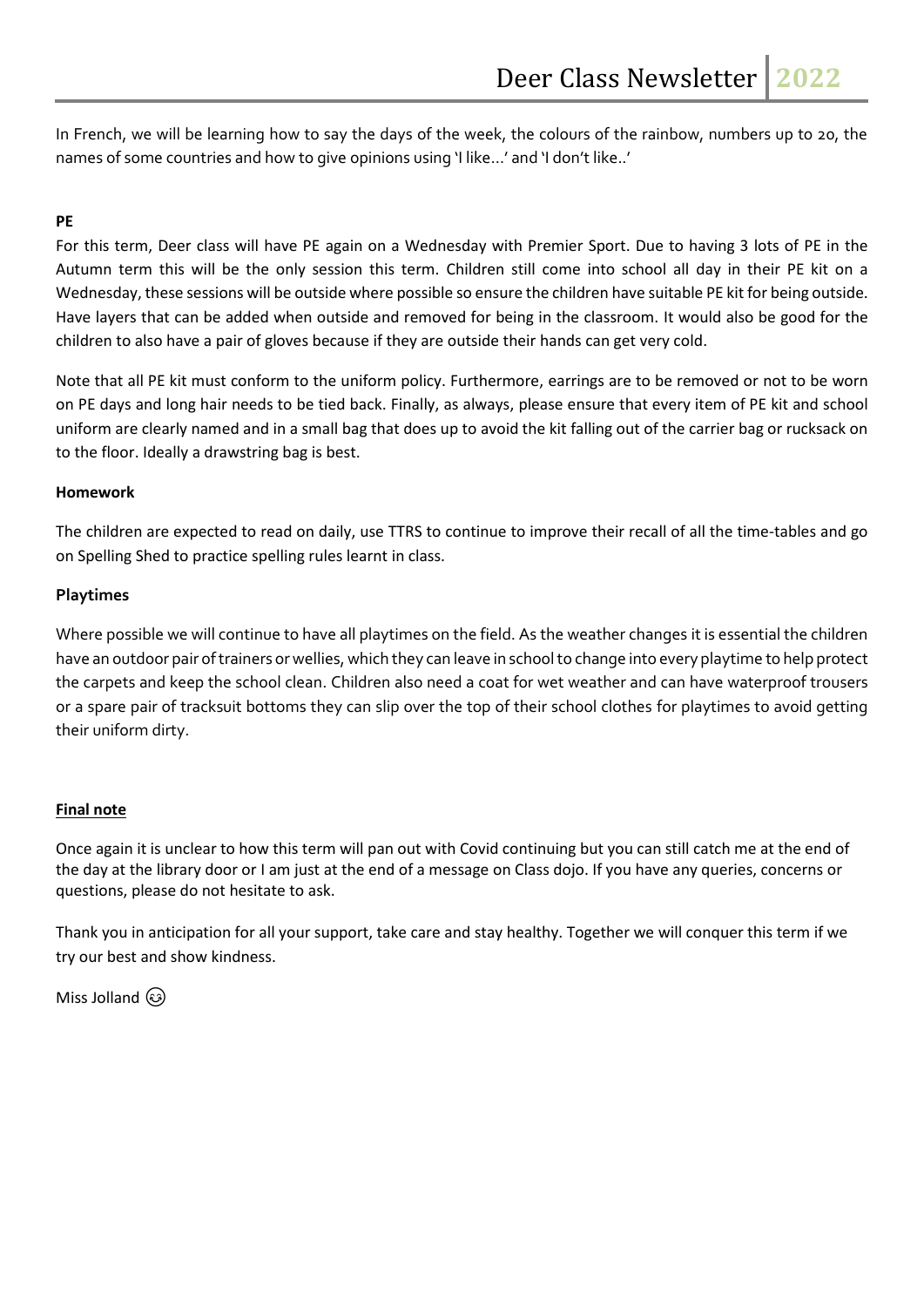In French, we will be learning how to say the days of the week, the colours of the rainbow, numbers up to 20, the names of some countries and how to give opinions using 'I like…' and 'I don't like..'

**PE**

For this term, Deer class will have PE again on a Wednesday with Premier Sport. Due to having 3 lots of PE in the Autumn term this will be the only session this term. Children still come into school all day in their PE kit on a Wednesday, these sessions will be outside where possible so ensure the children have suitable PE kit for being outside. Have layers that can be added when outside and removed for being in the classroom. It would also be good for the children to also have a pair of gloves because if they are outside their hands can get very cold.

Note that all PE kit must conform to the uniform policy. Furthermore, earrings are to be removed or not to be worn on PE days and long hair needs to be tied back. Finally, as always, please ensure that every item of PE kit and school uniform are clearly named and in a small bag that does up to avoid the kit falling out of the carrier bag or rucksack on to the floor. Ideally a drawstring bag is best.

**Homework**

The children are expected to read on daily, use TTRS to continue to improve their recall of all the time-tables and go on Spelling Shed to practice spelling rules learnt in class.

**Playtimes**

Where possible we will continue to have all playtimes on the field. As the weather changes it is essential the children have an outdoor pair of trainers or wellies, which they can leave in school to change into every playtime to help protect the carpets and keep the school clean. Children also need a coat for wet weather and can have waterproof trousers or a spare pair of tracksuit bottoms they can slip over the top of their school clothes for playtimes to avoid getting their uniform dirty.

**Final note**

Once again it is unclear to how this term will pan out with Covid continuing but you can still catch me at the end of the day at the library door or I am just at the end of a message on Class dojo. If you have any queries, concerns or questions, please do not hesitate to ask.

Thank you in anticipation for all your support, take care and stay healthy. Together we will conquer this term if we try our best and show kindness.

Miss Jolland 😉